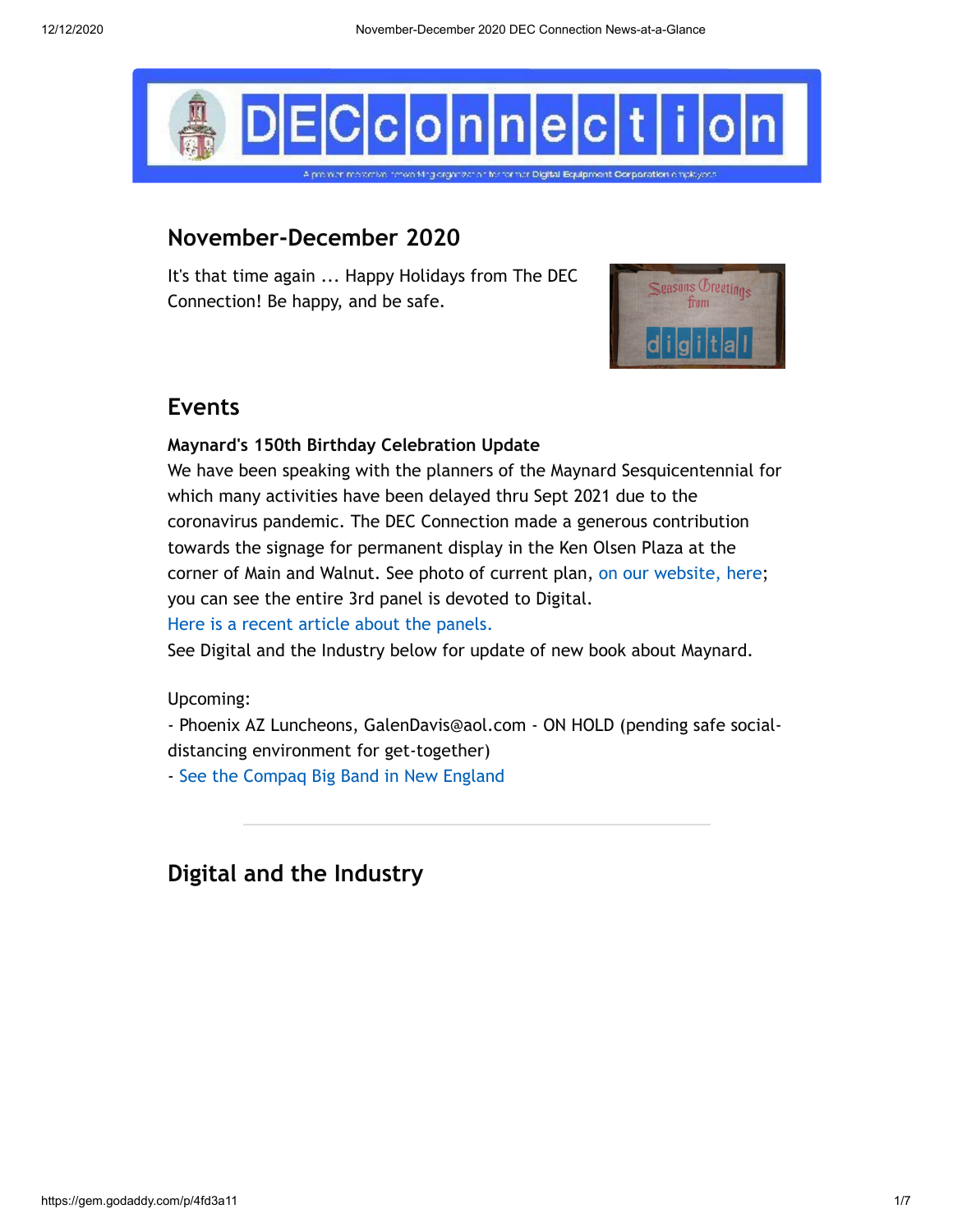## November-December 2020

It's that time again ... Happy Holidays from The DEC Connection! Be happy, and be safe.

## Events

**Maynard's 150th Birthday Celebration Update**

We have been speaking with the planners of the Maynard Sesquicentennial for which many activities have been delayed thru Sept 2021 due to the coronavirus pandemic. The DEC Connection made a generous contribution towards the signage for permanent display in the Ken Olsen Plaza at the corner of Main and Walnut. See photo of current plan, on our website, here; you can see the entire 3rd panel is devoted to Digital.

Here is a recent article about the panels.

See Digital and the Industry below for update of new book about Maynard.

Upcoming:

- Phoenix AZ Luncheons, GalenDavis@aol.com - ON HOLD (pending safe social-distancing environment for get-together)
- See the Compaq Big Band in New England

---

## Digital and the Industry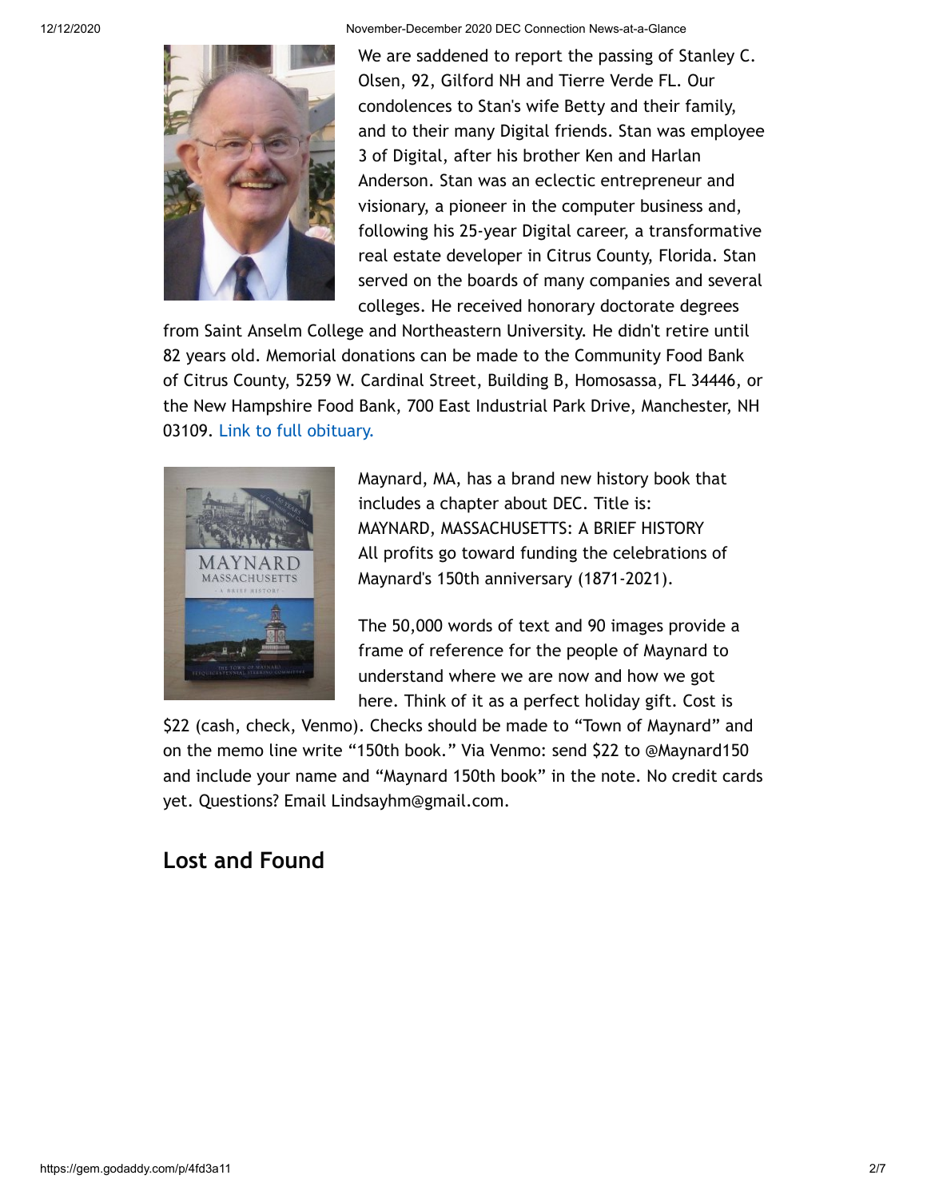We are saddened to report the passing of Stanley C. Olsen, 92, Gilford NH and Tierre Verde FL. Our condolences to Stan's wife Betty and their family, and to their many Digital friends. Stan was employee 3 of Digital, after his brother Ken and Harlan Anderson. Stan was an eclectic entrepreneur and visionary, a pioneer in the computer business and, following his 25-year Digital career, a transformative real estate developer in Citrus County, Florida. Stan served on the boards of many companies and several colleges. He received honorary doctorate degrees from Saint Anselm College and Northeastern University. He didn't retire until 82 years old. Memorial donations can be made to the Community Food Bank of Citrus County, 5259 W. Cardinal Street, Building B, Homosassa, FL 34446, or the New Hampshire Food Bank, 700 East Industrial Park Drive, Manchester, NH 03109. Link to full obituary.

Maynard, MA, has a brand new history book that includes a chapter about DEC. Title is: MAYNARD, MASSACHUSETTS: A BRIEF HISTORY All profits go toward funding the celebrations of Maynard's 150th anniversary (1871-2021).

The 50,000 words of text and 90 images provide a frame of reference for the people of Maynard to understand where we are now and how we got here. Think of it as a perfect holiday gift. Cost is $22 (cash, check, Venmo). Checks should be made to "Town of Maynard" and on the memo line write "150th book." Via Venmo: send $22 to @Maynard150 and include your name and "Maynard 150th book" in the note. No credit cards yet. Questions? Email Lindsayhm@gmail.com.

## Lost and Found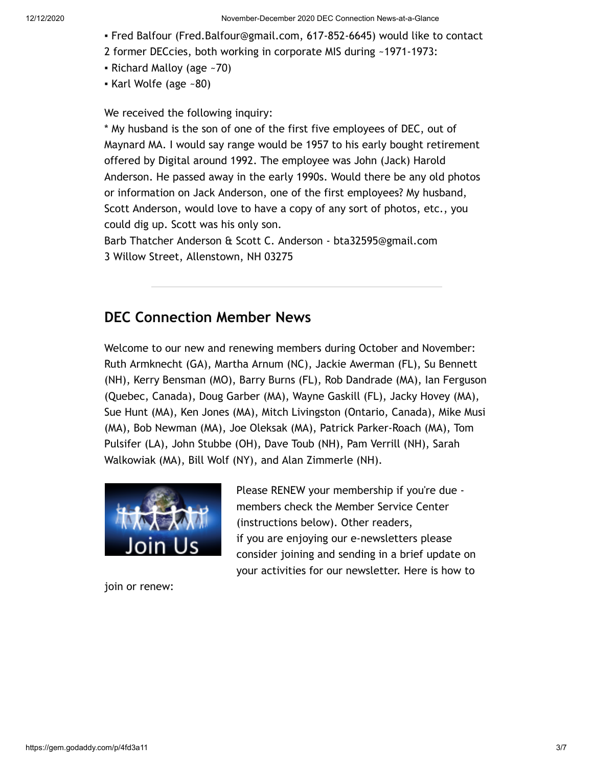- Fred Balfour (Fred.Balfour@gmail.com, 617-852-6645) would like to contact 2 former DECcies, both working in corporate MIS during ~1971-1973:
- Richard Malloy (age ~70)
- Karl Wolfe (age ~80)

We received the following inquiry:
* My husband is the son of one of the first five employees of DEC, out of Maynard MA. I would say range would be 1957 to his early bought retirement offered by Digital around 1992. The employee was John (Jack) Harold Anderson. He passed away in the early 1990s. Would there be any old photos or information on Jack Anderson, one of the first employees? My husband, Scott Anderson, would love to have a copy of any sort of photos, etc., you could dig up. Scott was his only son.
Barb Thatcher Anderson & Scott C. Anderson - bta32595@gmail.com
3 Willow Street, Allenstown, NH 03275

---

## DEC Connection Member News

Welcome to our new and renewing members during October and November: Ruth Armknecht (GA), Martha Arnum (NC), Jackie Awerman (FL), Su Bennett (NH), Kerry Bensman (MO), Barry Burns (FL), Rob Dandrade (MA), Ian Ferguson (Quebec, Canada), Doug Garber (MA), Wayne Gaskill (FL), Jacky Hovey (MA), Sue Hunt (MA), Ken Jones (MA), Mitch Livingston (Ontario, Canada), Mike Musi (MA), Bob Newman (MA), Joe Oleksak (MA), Patrick Parker-Roach (MA), Tom Pulsifer (LA), John Stubbe (OH), Dave Toub (NH), Pam Verrill (NH), Sarah Walkowiak (MA), Bill Wolf (NY), and Alan Zimmerle (NH).

Join Us

Please RENEW your membership if you're due - members check the Member Service Center (instructions below). Other readers, if you are enjoying our e-newsletters please consider joining and sending in a brief update on your activities for our newsletter. Here is how to join or renew: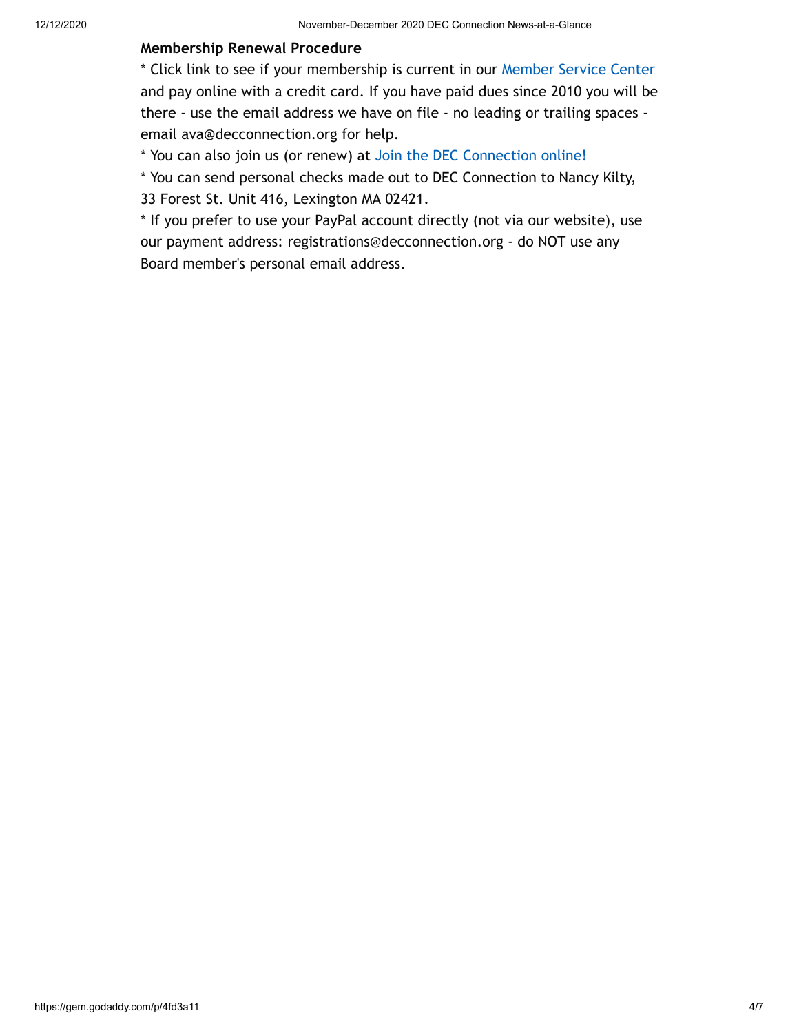**Membership Renewal Procedure**

* Click link to see if your membership is current in our Member Service Center and pay online with a credit card. If you have paid dues since 2010 you will be there - use the email address we have on file - no leading or trailing spaces - email ava@decconnection.org for help.

* You can also join us (or renew) at Join the DEC Connection online!

* You can send personal checks made out to DEC Connection to Nancy Kilty, 33 Forest St. Unit 416, Lexington MA 02421.

* If you prefer to use your PayPal account directly (not via our website), use our payment address: registrations@decconnection.org - do NOT use any Board member's personal email address.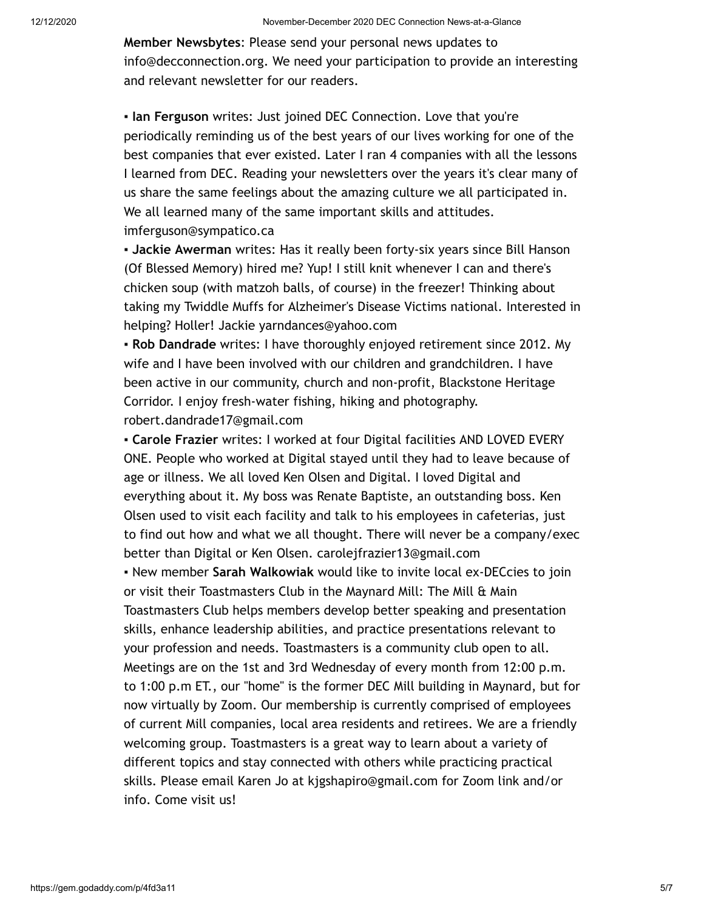**Member Newsbytes**: Please send your personal news updates to info@decconnection.org. We need your participation to provide an interesting and relevant newsletter for our readers.

▪ **Ian Ferguson** writes: Just joined DEC Connection. Love that you're periodically reminding us of the best years of our lives working for one of the best companies that ever existed. Later I ran 4 companies with all the lessons I learned from DEC. Reading your newsletters over the years it's clear many of us share the same feelings about the amazing culture we all participated in. We all learned many of the same important skills and attitudes. imferguson@sympatico.ca

▪ **Jackie Awerman** writes: Has it really been forty-six years since Bill Hanson (Of Blessed Memory) hired me? Yup! I still knit whenever I can and there's chicken soup (with matzoh balls, of course) in the freezer! Thinking about taking my Twiddle Muffs for Alzheimer's Disease Victims national. Interested in helping? Holler! Jackie yarndances@yahoo.com

▪ **Rob Dandrade** writes: I have thoroughly enjoyed retirement since 2012. My wife and I have been involved with our children and grandchildren. I have been active in our community, church and non-profit, Blackstone Heritage Corridor. I enjoy fresh-water fishing, hiking and photography. robert.dandrade17@gmail.com

▪ **Carole Frazier** writes: I worked at four Digital facilities AND LOVED EVERY ONE. People who worked at Digital stayed until they had to leave because of age or illness. We all loved Ken Olsen and Digital. I loved Digital and everything about it. My boss was Renate Baptiste, an outstanding boss. Ken Olsen used to visit each facility and talk to his employees in cafeterias, just to find out how and what we all thought. There will never be a company/exec better than Digital or Ken Olsen. carolejfrazier13@gmail.com

▪ New member **Sarah Walkowiak** would like to invite local ex-DECcies to join or visit their Toastmasters Club in the Maynard Mill: The Mill & Main Toastmasters Club helps members develop better speaking and presentation skills, enhance leadership abilities, and practice presentations relevant to your profession and needs. Toastmasters is a community club open to all. Meetings are on the 1st and 3rd Wednesday of every month from 12:00 p.m. to 1:00 p.m ET., our "home" is the former DEC Mill building in Maynard, but for now virtually by Zoom. Our membership is currently comprised of employees of current Mill companies, local area residents and retirees. We are a friendly welcoming group. Toastmasters is a great way to learn about a variety of different topics and stay connected with others while practicing practical skills. Please email Karen Jo at kjgshapiro@gmail.com for Zoom link and/or info. Come visit us!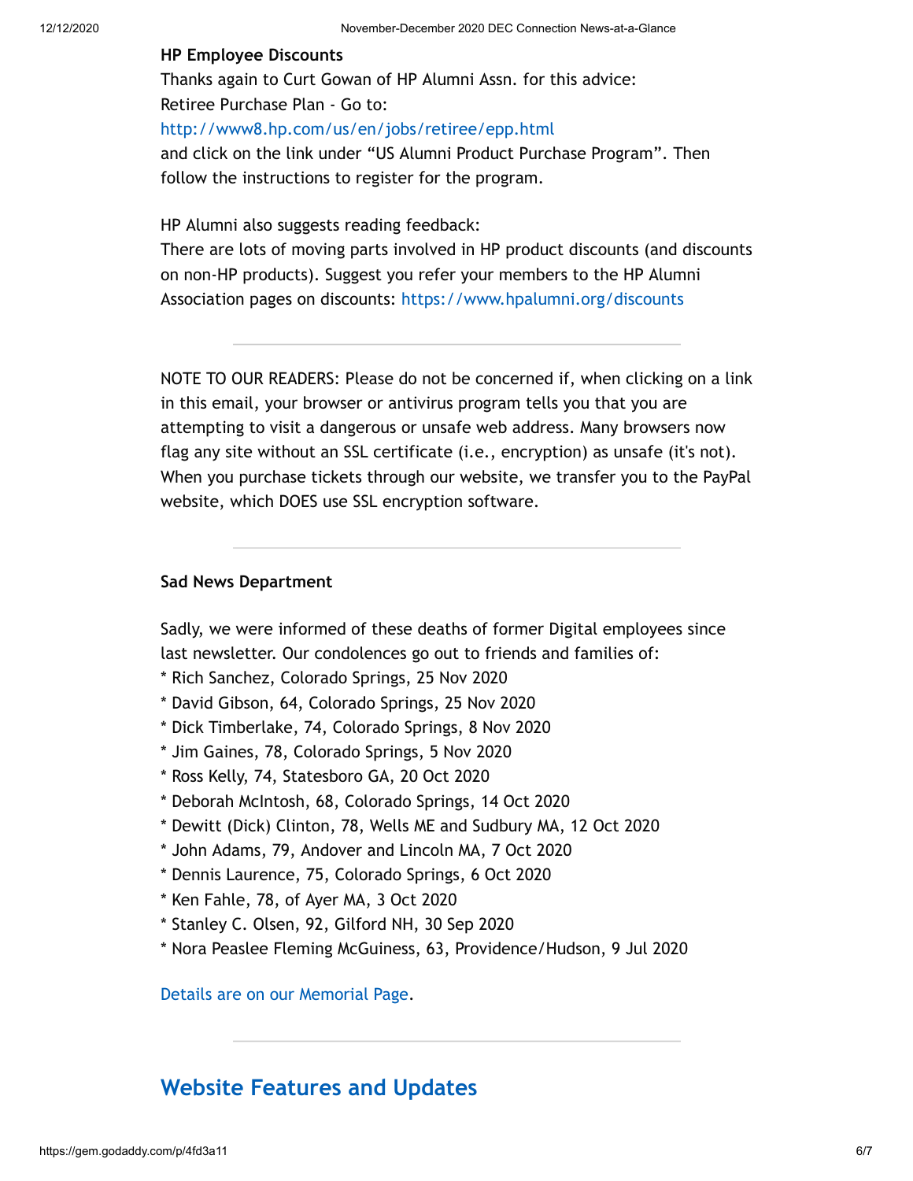**HP Employee Discounts**

Thanks again to Curt Gowan of HP Alumni Assn. for this advice:
Retiree Purchase Plan - Go to:
http://www8.hp.com/us/en/jobs/retiree/epp.html
and click on the link under “US Alumni Product Purchase Program”. Then follow the instructions to register for the program.

HP Alumni also suggests reading feedback:
There are lots of moving parts involved in HP product discounts (and discounts on non-HP products). Suggest you refer your members to the HP Alumni Association pages on discounts: https://www.hpalumni.org/discounts

---

NOTE TO OUR READERS: Please do not be concerned if, when clicking on a link in this email, your browser or antivirus program tells you that you are attempting to visit a dangerous or unsafe web address. Many browsers now flag any site without an SSL certificate (i.e., encryption) as unsafe (it's not). When you purchase tickets through our website, we transfer you to the PayPal website, which DOES use SSL encryption software.

---

**Sad News Department**

Sadly, we were informed of these deaths of former Digital employees since last newsletter. Our condolences go out to friends and families of:
* Rich Sanchez, Colorado Springs, 25 Nov 2020
* David Gibson, 64, Colorado Springs, 25 Nov 2020
* Dick Timberlake, 74, Colorado Springs, 8 Nov 2020
* Jim Gaines, 78, Colorado Springs, 5 Nov 2020
* Ross Kelly, 74, Statesboro GA, 20 Oct 2020
* Deborah McIntosh, 68, Colorado Springs, 14 Oct 2020
* Dewitt (Dick) Clinton, 78, Wells ME and Sudbury MA, 12 Oct 2020
* John Adams, 79, Andover and Lincoln MA, 7 Oct 2020
* Dennis Laurence, 75, Colorado Springs, 6 Oct 2020
* Ken Fahle, 78, of Ayer MA, 3 Oct 2020
* Stanley C. Olsen, 92, Gilford NH, 30 Sep 2020
* Nora Peaslee Fleming McGuiness, 63, Providence/Hudson, 9 Jul 2020

Details are on our Memorial Page.

---

## Website Features and Updates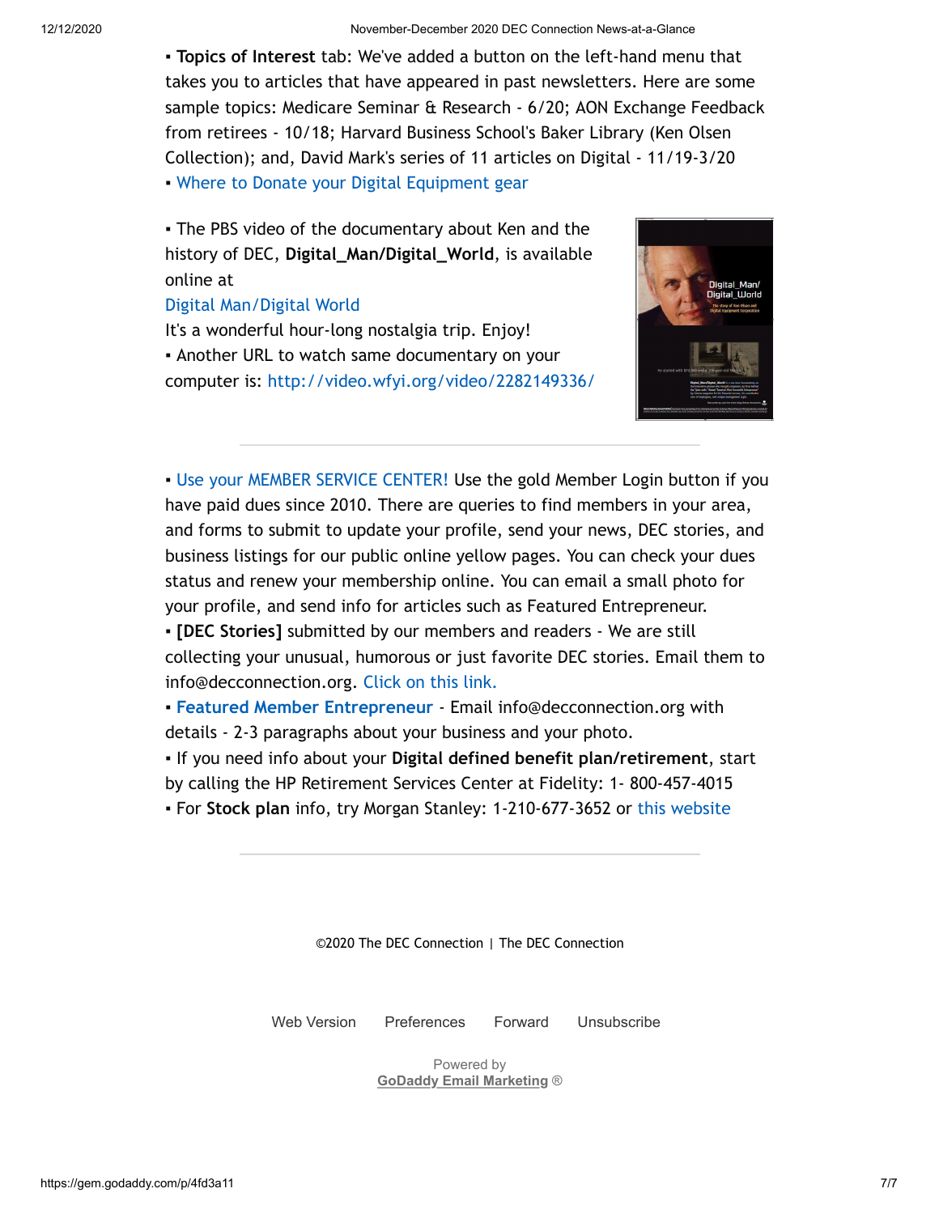▪ **Topics of Interest** tab: We've added a button on the left-hand menu that takes you to articles that have appeared in past newsletters. Here are some sample topics: Medicare Seminar & Research - 6/20; AON Exchange Feedback from retirees - 10/18; Harvard Business School's Baker Library (Ken Olsen Collection); and, David Mark's series of 11 articles on Digital - 11/19-3/20

▪ Where to Donate your Digital Equipment gear

▪ The PBS video of the documentary about Ken and the history of DEC, **Digital_Man/Digital_World**, is available online at

Digital Man/Digital World

It's a wonderful hour-long nostalgia trip. Enjoy!

▪ Another URL to watch same documentary on your computer is: http://video.wfyi.org/video/2282149336/

---

▪ Use your MEMBER SERVICE CENTER! Use the gold Member Login button if you have paid dues since 2010. There are queries to find members in your area, and forms to submit to update your profile, send your news, DEC stories, and business listings for our public online yellow pages. You can check your dues status and renew your membership online. You can email a small photo for your profile, and send info for articles such as Featured Entrepreneur.

▪ **[DEC Stories]** submitted by our members and readers - We are still collecting your unusual, humorous or just favorite DEC stories. Email them to info@decconnection.org. Click on this link.

▪ **Featured Member Entrepreneur** - Email info@decconnection.org with details - 2-3 paragraphs about your business and your photo.

▪ If you need info about your **Digital defined benefit plan/retirement**, start by calling the HP Retirement Services Center at Fidelity: 1- 800-457-4015

▪ For **Stock plan** info, try Morgan Stanley: 1-210-677-3652 or this website

---

©2020 The DEC Connection | The DEC Connection

Web Version Preferences Forward Unsubscribe

Powered by
GoDaddy Email Marketing ®